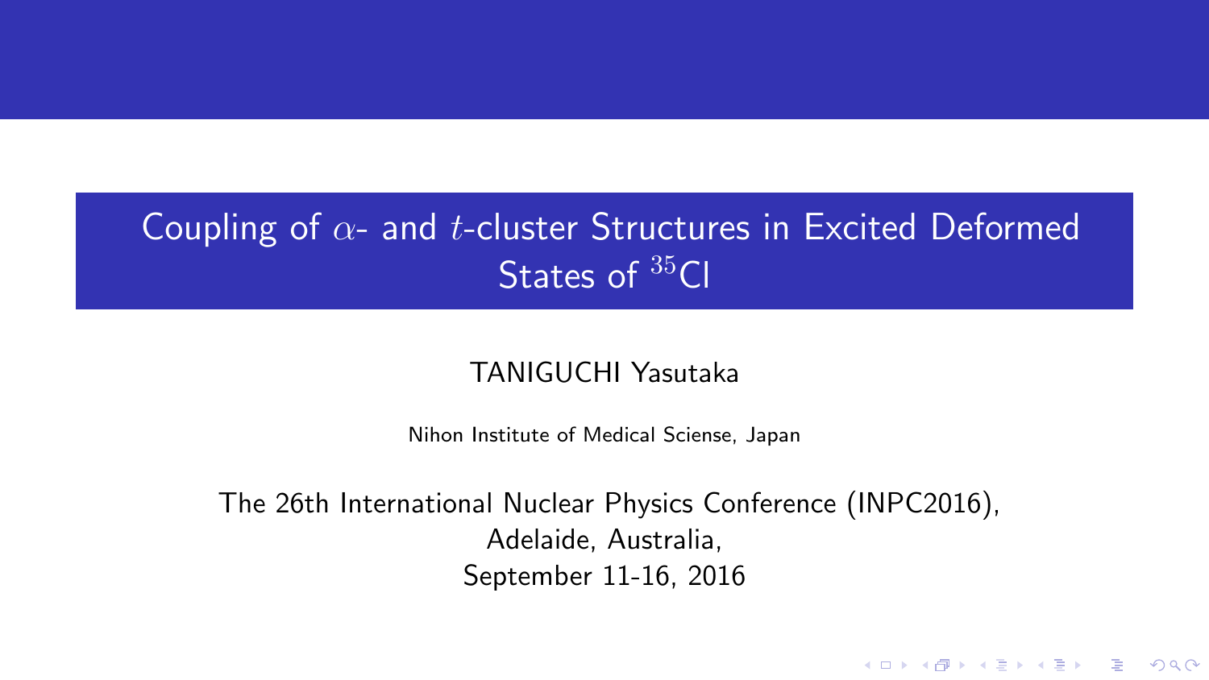# Coupling of $\alpha$- and $t$-cluster Structures in Excited Deformed States of $^{35}$Cl

TANIGUCHI Yasutaka

Nihon Institute of Medical Sciense, Japan

The 26th International Nuclear Physics Conference (INPC2016),
Adelaide, Australia,
September 11-16, 2016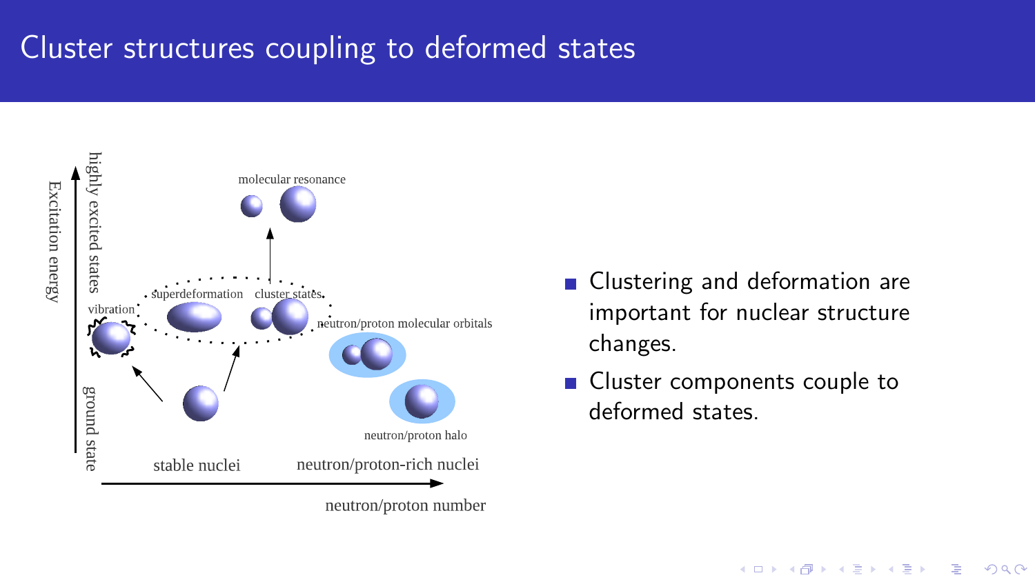# Cluster structures coupling to deformed states

Excitation energy

highly excited states

ground state

molecular resonance

superdeformation

cluster states

vibration

neutron/proton molecular orbitals

neutron/proton halo

stable nuclei

neutron/proton-rich nuclei

neutron/proton number

- Clustering and deformation are important for nuclear structure changes.
- Cluster components couple to deformed states.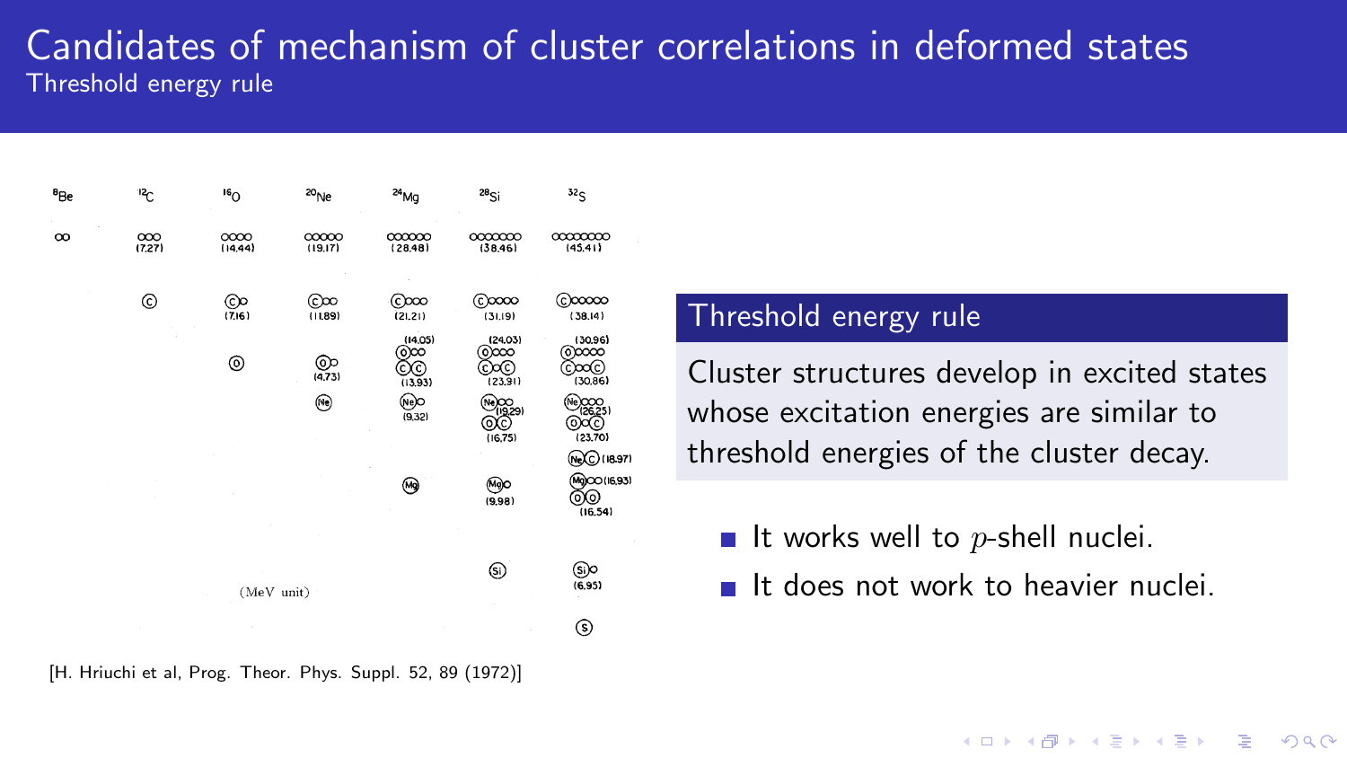# Candidates of mechanism of cluster correlations in deformed states

## Threshold energy rule

| $^{8}$Be | $^{12}$C | $^{16}$O | $^{20}$Ne | $^{24}$Mg | $^{28}$Si | $^{32}$S |
|---|---|---|---|---|---|---|
| αα | ααα (7.27) | αααα (14.44) | ααααα (19.17) | αααααα (28.48) | ααααααα (38.46) | αααααααα (45.41) |
| | C | Cα (7.16) | Cαα (11.89) | Cααα (21.21) | Cαααα (31.19) | Cααααα (38.14) |
| | | O | Oα (4.73) | Oαα (14.05), CC (13.93) | Oααα (24.03), CαC (23.91) | Oαααα (30.96), CααC (30.86) |
| | | | Ne | Neα (9.32) | Neαα (19.29), OC (16.75) | Neααα (26.25), OαC (23.70), NeC (18.97) |
| | | | | Mg | Mgα (9.98) | Mgαα (16.93), OO (16.54) |
| | | | | | Si | Siα (6.95) |
| | | | | | | S |

(MeV unit)

[H. Hriuchi et al, Prog. Theor. Phys. Suppl. 52, 89 (1972)]

### Threshold energy rule

Cluster structures develop in excited states whose excitation energies are similar to threshold energies of the cluster decay.

- It works well to $p$-shell nuclei.
- It does not work to heavier nuclei.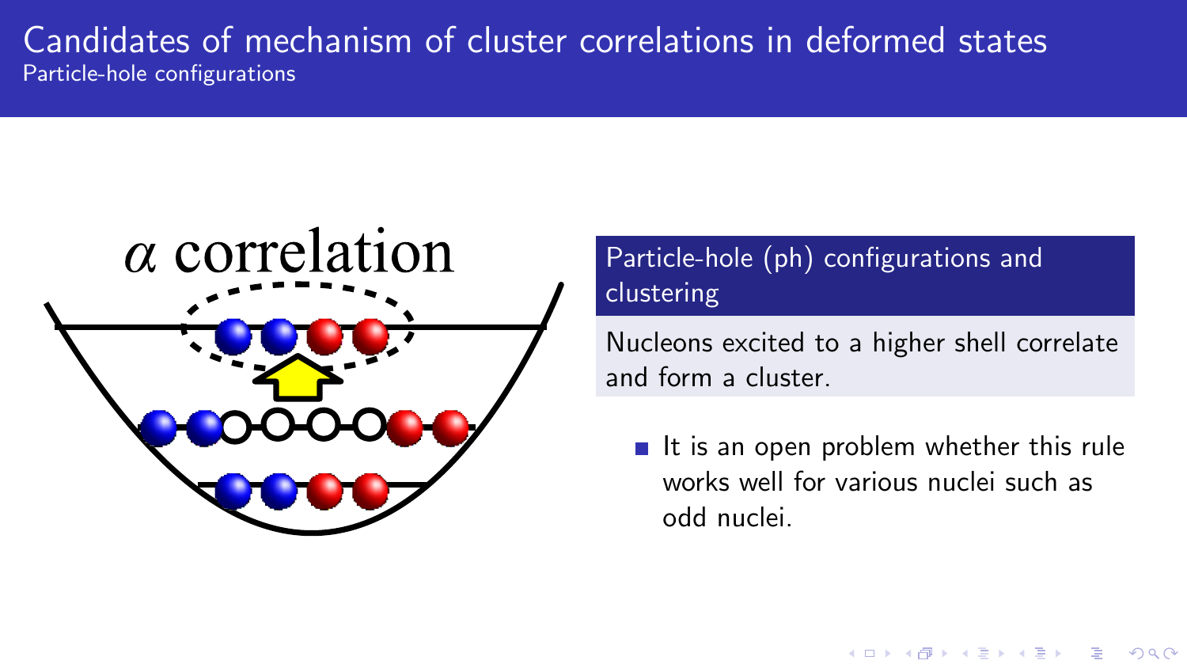# Candidates of mechanism of cluster correlations in deformed states

## Particle-hole configurations

$\alpha$ correlation

**Particle-hole (ph) configurations and clustering**

Nucleons excited to a higher shell correlate and form a cluster.

- It is an open problem whether this rule works well for various nuclei such as odd nuclei.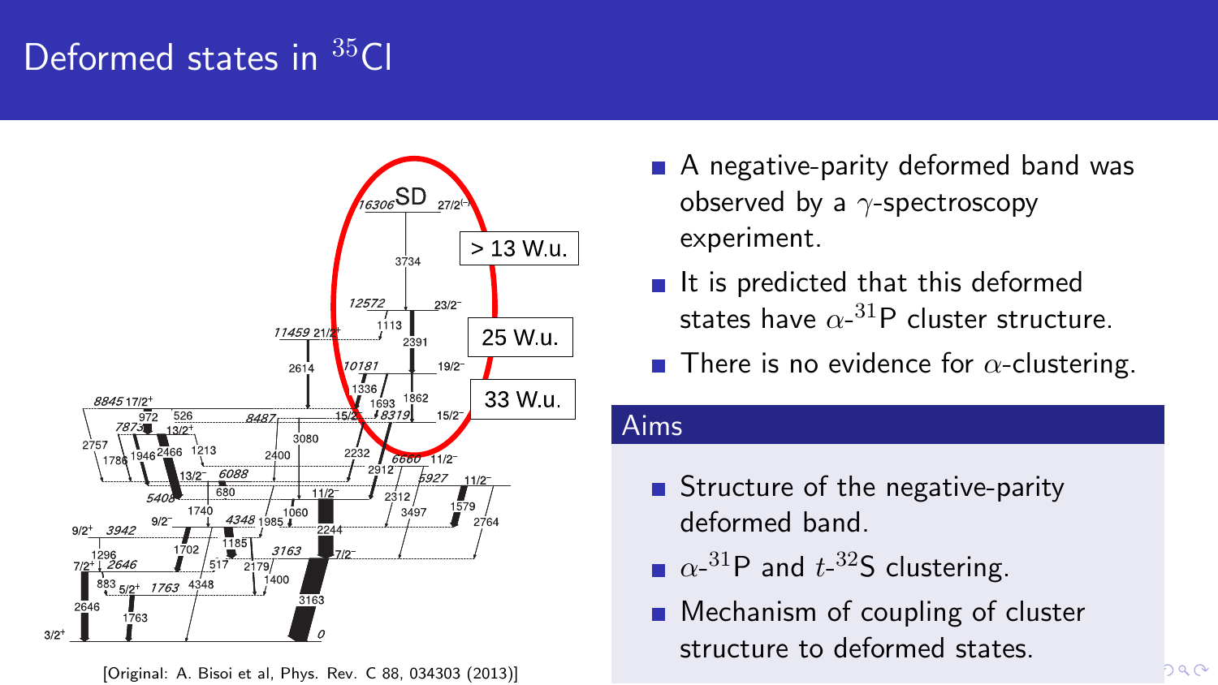# Deformed states in $^{35}$Cl

[Original: A. Bisoi et al, Phys. Rev. C 88, 034303 (2013)]

- A negative-parity deformed band was observed by a $\gamma$-spectroscopy experiment.
- It is predicted that this deformed states have $\alpha$-$^{31}$P cluster structure.
- There is no evidence for $\alpha$-clustering.

## Aims

- Structure of the negative-parity deformed band.
- $\alpha$-$^{31}$P and $t$-$^{32}$S clustering.
- Mechanism of coupling of cluster structure to deformed states.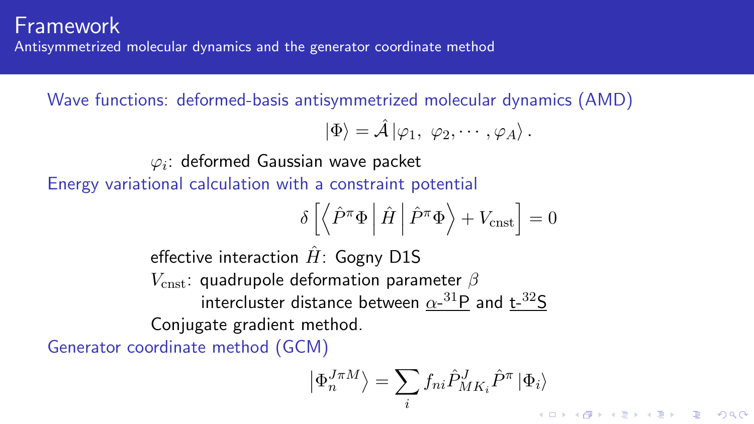# Framework

## Antisymmetrized molecular dynamics and the generator coordinate method

Wave functions: deformed-basis antisymmetrized molecular dynamics (AMD)

$$|\Phi\rangle = \hat{\mathcal{A}} |\varphi_1,\ \varphi_2, \cdots, \varphi_A\rangle .$$

$\varphi_i$: deformed Gaussian wave packet

Energy variational calculation with a constraint potential

$$\delta \left[ \left\langle \hat{P}^\pi \Phi \middle| \hat{H} \middle| \hat{P}^\pi \Phi \right\rangle + V_{\text{cnst}} \right] = 0$$

effective interaction $\hat{H}$: Gogny D1S

$V_{\text{cnst}}$: quadrupole deformation parameter $\beta$

intercluster distance between $\alpha$-$^{31}$P and t-$^{32}$S

Conjugate gradient method.

Generator coordinate method (GCM)

$$\left|\Phi_n^{J\pi M}\right\rangle = \sum_i f_{ni} \hat{P}^J_{MK_i} \hat{P}^\pi |\Phi_i\rangle$$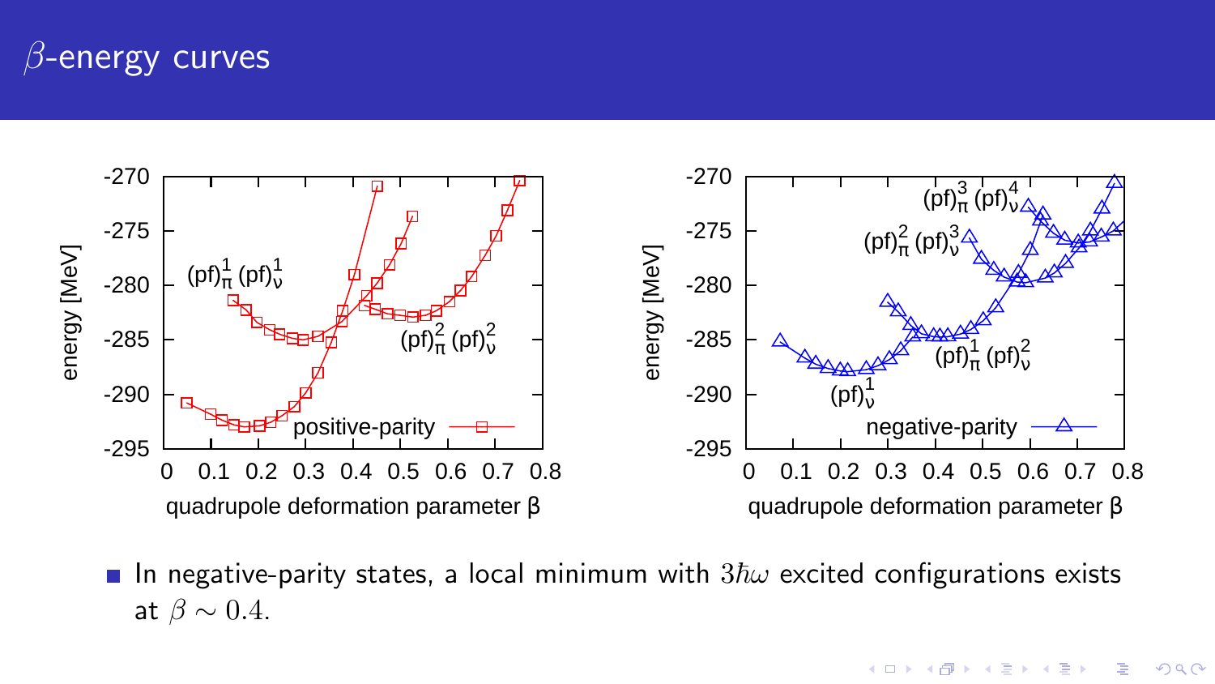# $\beta$-energy curves

- In negative-parity states, a local minimum with $3\hbar\omega$ excited configurations exists at $\beta \sim 0.4$.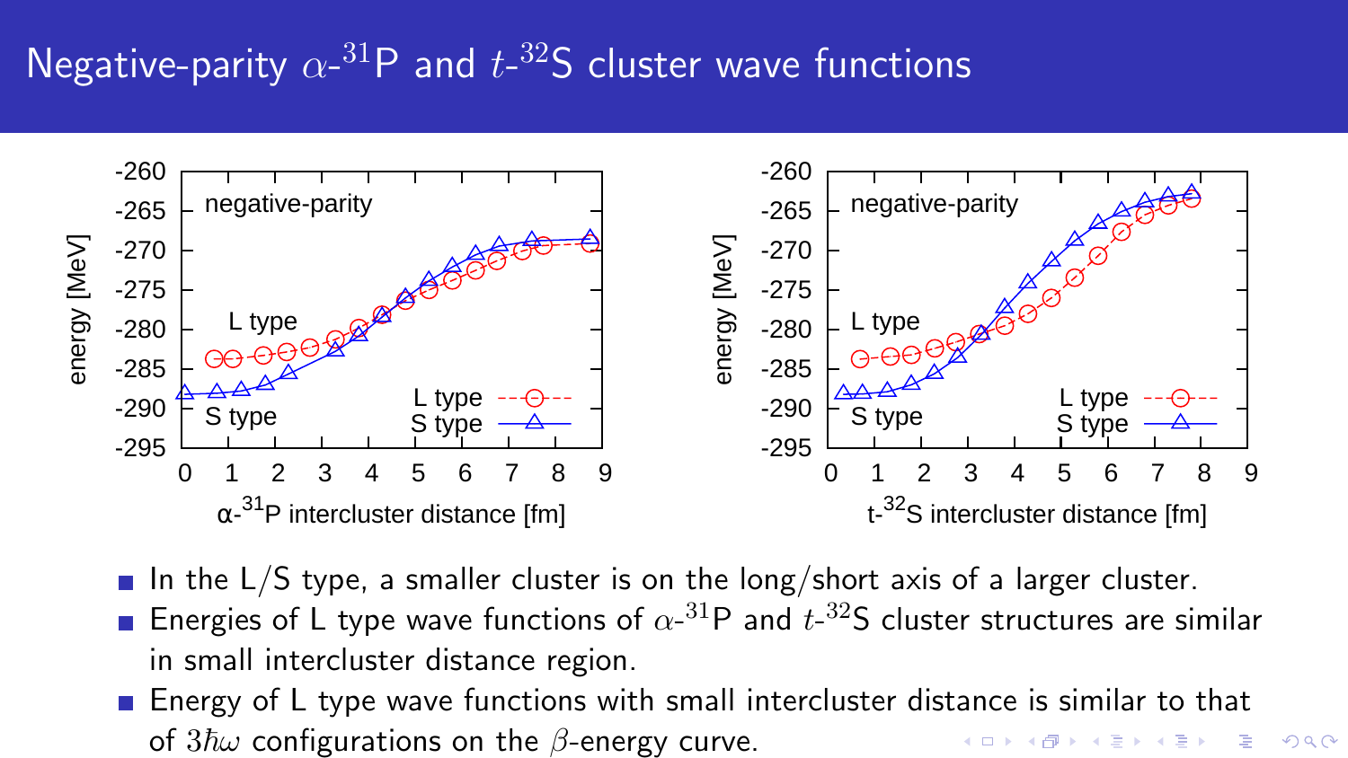# Negative-parity $\alpha$-$^{31}$P and $t$-$^{32}$S cluster wave functions

- In the L/S type, a smaller cluster is on the long/short axis of a larger cluster.
- Energies of L type wave functions of $\alpha$-$^{31}$P and $t$-$^{32}$S cluster structures are similar in small intercluster distance region.
- Energy of L type wave functions with small intercluster distance is similar to that of $3\hbar\omega$ configurations on the $\beta$-energy curve.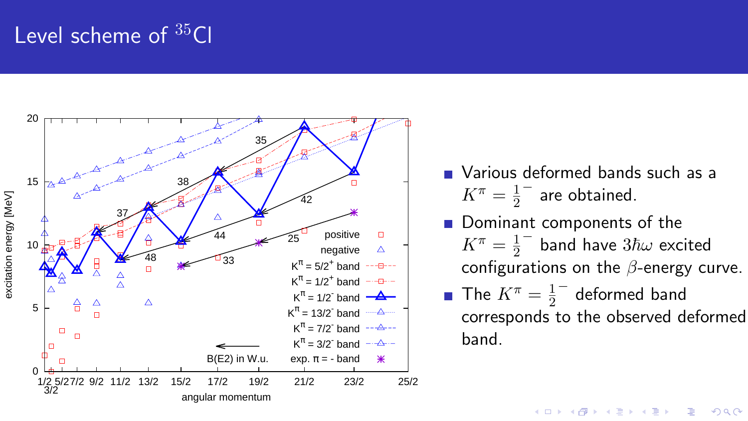# Level scheme of $^{35}$Cl

- Various deformed bands such as a $K^\pi = \frac{1}{2}^-$ are obtained.
- Dominant components of the $K^\pi = \frac{1}{2}^-$ band have $3\hbar\omega$ excited configurations on the $\beta$-energy curve.
- The $K^\pi = \frac{1}{2}^-$ deformed band corresponds to the observed deformed band.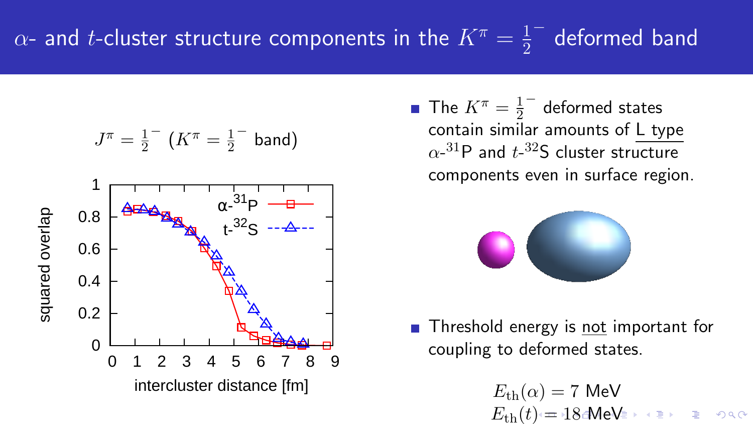# $\alpha$- and $t$-cluster structure components in the $K^\pi = \frac{1}{2}^-$ deformed band

$J^\pi = \frac{1}{2}^-$ ($K^\pi = \frac{1}{2}^-$ band)

- The $K^\pi = \frac{1}{2}^-$ deformed states contain similar amounts of L type $\alpha$-$^{31}$P and $t$-$^{32}$S cluster structure components even in surface region.

- Threshold energy is not important for coupling to deformed states.

$$E_{\rm th}(\alpha) = 7 \text{ MeV}$$
$$E_{\rm th}(t) = 18 \text{ MeV}$$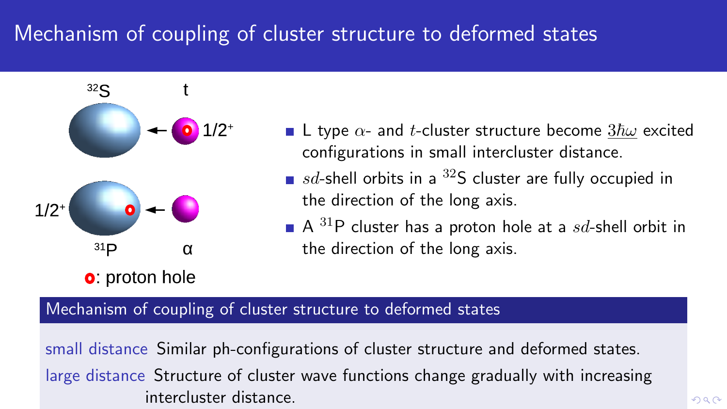# Mechanism of coupling of cluster structure to deformed states

$^{32}$S t

1/2$^+$

1/2$^+$

$^{31}$P α

: proton hole

- L type $\alpha$- and $t$-cluster structure become $\underline{3\hbar\omega}$ excited configurations in small intercluster distance.
- $sd$-shell orbits in a $^{32}$S cluster are fully occupied in the direction of the long axis.
- A $^{31}$P cluster has a proton hole at a $sd$-shell orbit in the direction of the long axis.

## Mechanism of coupling of cluster structure to deformed states

**small distance** Similar ph-configurations of cluster structure and deformed states.

**large distance** Structure of cluster wave functions change gradually with increasing intercluster distance.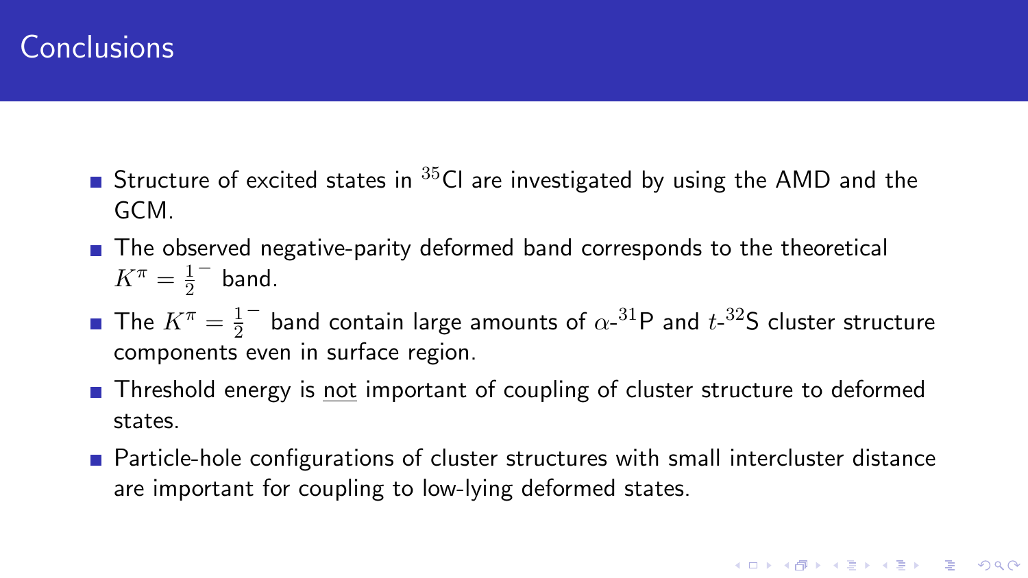# Conclusions

- Structure of excited states in $^{35}$Cl are investigated by using the AMD and the GCM.
- The observed negative-parity deformed band corresponds to the theoretical $K^{\pi} = \frac{1}{2}^{-}$ band.
- The $K^{\pi} = \frac{1}{2}^{-}$ band contain large amounts of $\alpha$-$^{31}$P and $t$-$^{32}$S cluster structure components even in surface region.
- Threshold energy is <u>not</u> important of coupling of cluster structure to deformed states.
- Particle-hole configurations of cluster structures with small intercluster distance are important for coupling to low-lying deformed states.